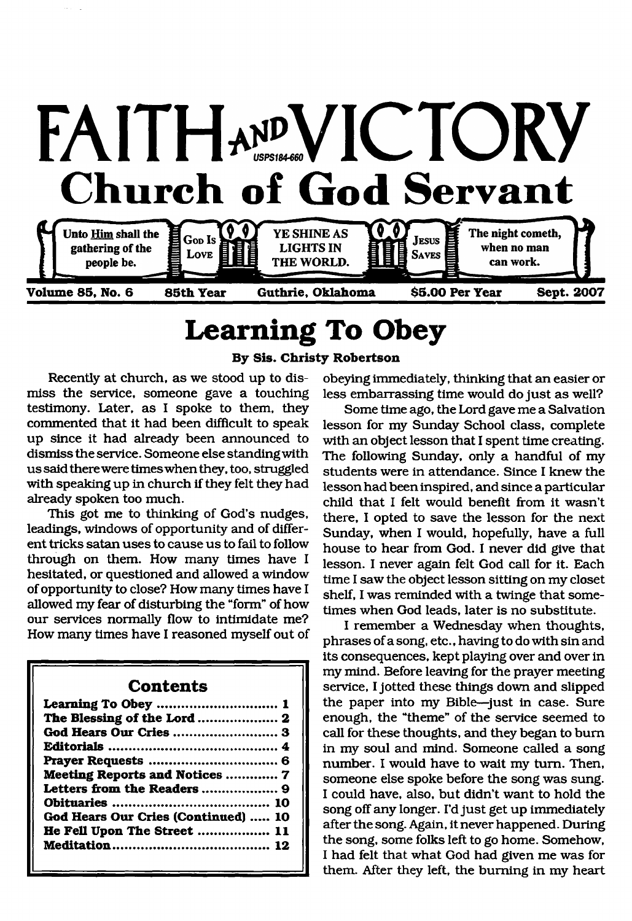# FAITH AND VICTORY

USPS184-660

## Church of God Servant

Unto Him shall the gathering of the people be. | God Is Love | YE SHINE AS LIGHTS IN THE WORLD. | Jesus Saves | The night cometh, when no man can work.

**Volume 85, No. 6 | 85th Year | Guthrie, Oklahoma | $5.00 Per Year | Sept. 2007**

# Learning To Obey

**By Sis. Christy Robertson**

Recently at church, as we stood up to dismiss the service, someone gave a touching testimony. Later, as I spoke to them, they commented that it had been difficult to speak up since it had already been announced to dismiss the service. Someone else standing with us said there were times when they, too, struggled with speaking up in church if they felt they had already spoken too much.

This got me to thinking of God's nudges, leadings, windows of opportunity and of different tricks satan uses to cause us to fail to follow through on them. How many times have I hesitated, or questioned and allowed a window of opportunity to close? How many times have I allowed my fear of disturbing the "form" of how our services normally flow to intimidate me? How many times have I reasoned myself out of obeying immediately, thinking that an easier or less embarrassing time would do just as well?

Some time ago, the Lord gave me a Salvation lesson for my Sunday School class, complete with an object lesson that I spent time creating. The following Sunday, only a handful of my students were in attendance. Since I knew the lesson had been inspired, and since a particular child that I felt would benefit from it wasn't there, I opted to save the lesson for the next Sunday, when I would, hopefully, have a full house to hear from God. I never did give that lesson. I never again felt God call for it. Each time I saw the object lesson sitting on my closet shelf, I was reminded with a twinge that sometimes when God leads, later is no substitute.

I remember a Wednesday when thoughts, phrases of a song, etc., having to do with sin and its consequences, kept playing over and over in my mind. Before leaving for the prayer meeting service, I jotted these things down and slipped the paper into my Bible—just in case. Sure enough, the "theme" of the service seemed to call for these thoughts, and they began to burn in my soul and mind. Someone called a song number. I would have to wait my turn. Then, someone else spoke before the song was sung. I could have, also, but didn't want to hold the song off any longer. I'd just get up immediately after the song. Again, it never happened. During the song, some folks left to go home. Somehow, I had felt that what God had given me was for them. After they left, the burning in my heart

### Contents

| | |
|---|---|
| Learning To Obey | 1 |
| The Blessing of the Lord | 2 |
| God Hears Our Cries | 3 |
| Editorials | 4 |
| Prayer Requests | 6 |
| Meeting Reports and Notices | 7 |
| Letters from the Readers | 9 |
| Obituaries | 10 |
| God Hears Our Cries (Continued) | 10 |
| He Fell Upon The Street | 11 |
| Meditation | 12 |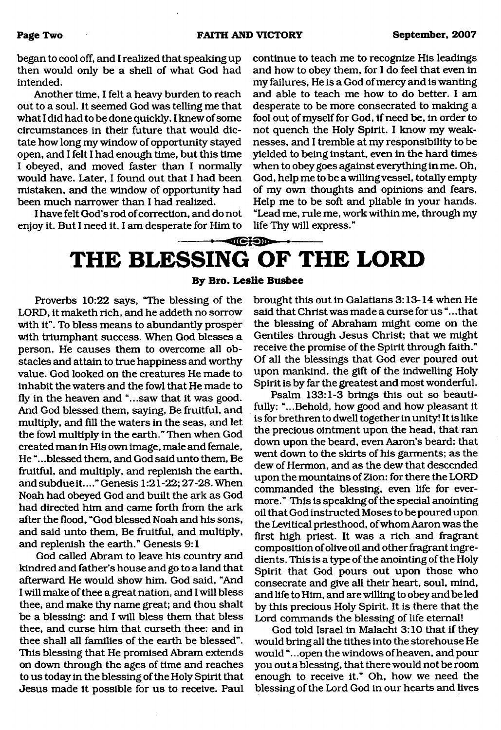began to cool off, and I realized that speaking up then would only be a shell of what God had intended.

Another time, I felt a heavy burden to reach out to a soul. It seemed God was telling me that what I did had to be done quickly. I knew of some circumstances in their future that would dictate how long my window of opportunity stayed open, and I felt I had enough time, but this time I obeyed, and moved faster than I normally would have. Later, I found out that I had been mistaken, and the window of opportunity had been much narrower than I had realized.

I have felt God's rod of correction, and do not enjoy it. But I need it. I am desperate for Him to continue to teach me to recognize His leadings and how to obey them, for I do feel that even in my failures, He is a God of mercy and is wanting and able to teach me how to do better. I am desperate to be more consecrated to making a fool out of myself for God, if need be, in order to not quench the Holy Spirit. I know my weaknesses, and I tremble at my responsibility to be yielded to being instant, even in the hard times when to obey goes against everything in me. Oh, God, help me to be a willing vessel, totally empty of my own thoughts and opinions and fears. Help me to be soft and pliable in your hands. "Lead me, rule me, work within me, through my life Thy will express."

# THE BLESSING OF THE LORD

**By Bro. Leslie Busbee**

Proverbs 10:22 says, "The blessing of the LORD, it maketh rich, and he addeth no sorrow with it". To bless means to abundantly prosper with triumphant success. When God blesses a person, He causes them to overcome all obstacles and attain to true happiness and worthy value. God looked on the creatures He made to inhabit the waters and the fowl that He made to fly in the heaven and "...saw that it was good. And God blessed them, saying, Be fruitful, and multiply, and fill the waters in the seas, and let the fowl multiply in the earth." Then when God created man in His own image, male and female, He "...blessed them, and God said unto them, Be fruitful, and multiply, and replenish the earth, and subdue it...." Genesis 1:21-22; 27-28. When Noah had obeyed God and built the ark as God had directed him and came forth from the ark after the flood, "God blessed Noah and his sons, and said unto them, Be fruitful, and multiply, and replenish the earth." Genesis 9:1

God called Abram to leave his country and kindred and father's house and go to a land that afterward He would show him. God said, "And I will make of thee a great nation, and I will bless thee, and make thy name great; and thou shalt be a blessing: and I will bless them that bless thee, and curse him that curseth thee: and in thee shall all families of the earth be blessed". This blessing that He promised Abram extends on down through the ages of time and reaches to us today in the blessing of the Holy Spirit that Jesus made it possible for us to receive. Paul brought this out in Galatians 3:13-14 when He said that Christ was made a curse for us "...that the blessing of Abraham might come on the Gentiles through Jesus Christ; that we might receive the promise of the Spirit through faith." Of all the blessings that God ever poured out upon mankind, the gift of the indwelling Holy Spirit is by far the greatest and most wonderful.

Psalm 133:1-3 brings this out so beautifully: "...Behold, how good and how pleasant it is for brethren to dwell together in unity! It is like the precious ointment upon the head, that ran down upon the beard, even Aaron's beard: that went down to the skirts of his garments; as the dew of Hermon, and as the dew that descended upon the mountains of Zion: for there the LORD commanded the blessing, even life for evermore." This is speaking of the special anointing oil that God instructed Moses to be poured upon the Levitical priesthood, of whom Aaron was the first high priest. It was a rich and fragrant composition of olive oil and other fragrant ingredients. This is a type of the anointing of the Holy Spirit that God pours out upon those who consecrate and give all their heart, soul, mind, and life to Him, and are willing to obey and be led by this precious Holy Spirit. It is there that the Lord commands the blessing of life eternal!

God told Israel in Malachi 3:10 that if they would bring all the tithes into the storehouse He would "...open the windows of heaven, and pour you out a blessing, that there would not be room enough to receive it." Oh, how we need the blessing of the Lord God in our hearts and lives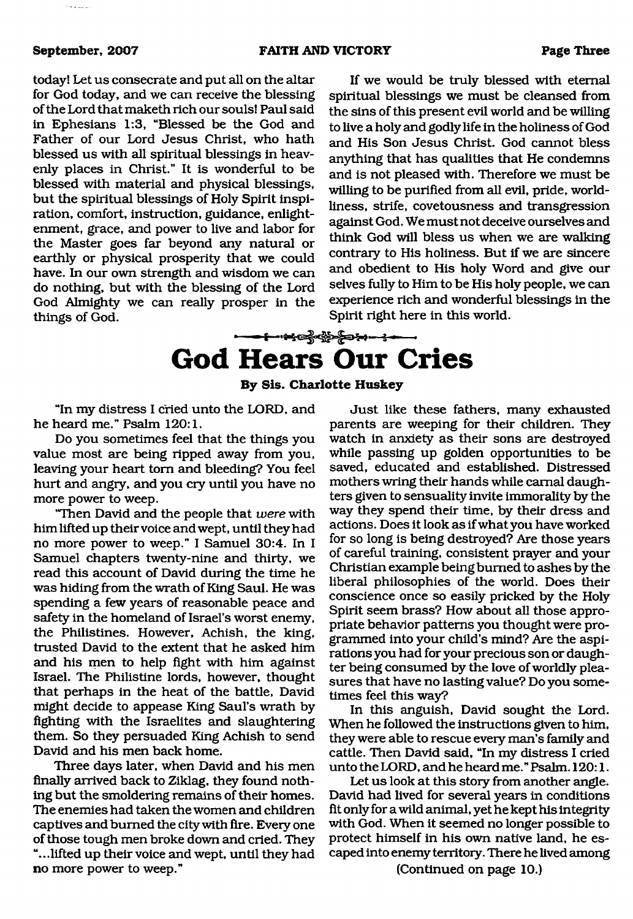today! Let us consecrate and put all on the altar for God today, and we can receive the blessing of the Lord that maketh rich our souls! Paul said in Ephesians 1:3, "Blessed be the God and Father of our Lord Jesus Christ, who hath blessed us with all spiritual blessings in heavenly places in Christ." It is wonderful to be blessed with material and physical blessings, but the spiritual blessings of Holy Spirit inspiration, comfort, instruction, guidance, enlightenment, grace, and power to live and labor for the Master goes far beyond any natural or earthly or physical prosperity that we could have. In our own strength and wisdom we can do nothing, but with the blessing of the Lord God Almighty we can really prosper in the things of God.

If we would be truly blessed with eternal spiritual blessings we must be cleansed from the sins of this present evil world and be willing to live a holy and godly life in the holiness of God and His Son Jesus Christ. God cannot bless anything that has qualities that He condemns and is not pleased with. Therefore we must be willing to be purified from all evil, pride, worldliness, strife, covetousness and transgression against God. We must not deceive ourselves and think God will bless us when we are walking contrary to His holiness. But if we are sincere and obedient to His holy Word and give our selves fully to Him to be His holy people, we can experience rich and wonderful blessings in the Spirit right here in this world.

# God Hears Our Cries

**By Sis. Charlotte Huskey**

"In my distress I cried unto the LORD, and he heard me." Psalm 120:1.

Do you sometimes feel that the things you value most are being ripped away from you, leaving your heart torn and bleeding? You feel hurt and angry, and you cry until you have no more power to weep.

"Then David and the people that *were* with him lifted up their voice and wept, until they had no more power to weep." I Samuel 30:4. In I Samuel chapters twenty-nine and thirty, we read this account of David during the time he was hiding from the wrath of King Saul. He was spending a few years of reasonable peace and safety in the homeland of Israel's worst enemy, the Philistines. However, Achish, the king, trusted David to the extent that he asked him and his men to help fight with him against Israel. The Philistine lords, however, thought that perhaps in the heat of the battle, David might decide to appease King Saul's wrath by fighting with the Israelites and slaughtering them. So they persuaded King Achish to send David and his men back home.

Three days later, when David and his men finally arrived back to Ziklag, they found nothing but the smoldering remains of their homes. The enemies had taken the women and children captives and burned the city with fire. Every one of those tough men broke down and cried. They "...lifted up their voice and wept, until they had no more power to weep."

Just like these fathers, many exhausted parents are weeping for their children. They watch in anxiety as their sons are destroyed while passing up golden opportunities to be saved, educated and established. Distressed mothers wring their hands while carnal daughters given to sensuality invite immorality by the way they spend their time, by their dress and actions. Does it look as if what you have worked for so long is being destroyed? Are those years of careful training, consistent prayer and your Christian example being burned to ashes by the liberal philosophies of the world. Does their conscience once so easily pricked by the Holy Spirit seem brass? How about all those appropriate behavior patterns you thought were programmed into your child's mind? Are the aspirations you had for your precious son or daughter being consumed by the love of worldly pleasures that have no lasting value? Do you sometimes feel this way?

In this anguish, David sought the Lord. When he followed the instructions given to him, they were able to rescue every man's family and cattle. Then David said, "In my distress I cried unto the LORD, and he heard me." Psalm. 120:1.

Let us look at this story from another angle. David had lived for several years in conditions fit only for a wild animal, yet he kept his integrity with God. When it seemed no longer possible to protect himself in his own native land, he escaped into enemy territory. There he lived among

(Continued on page 10.)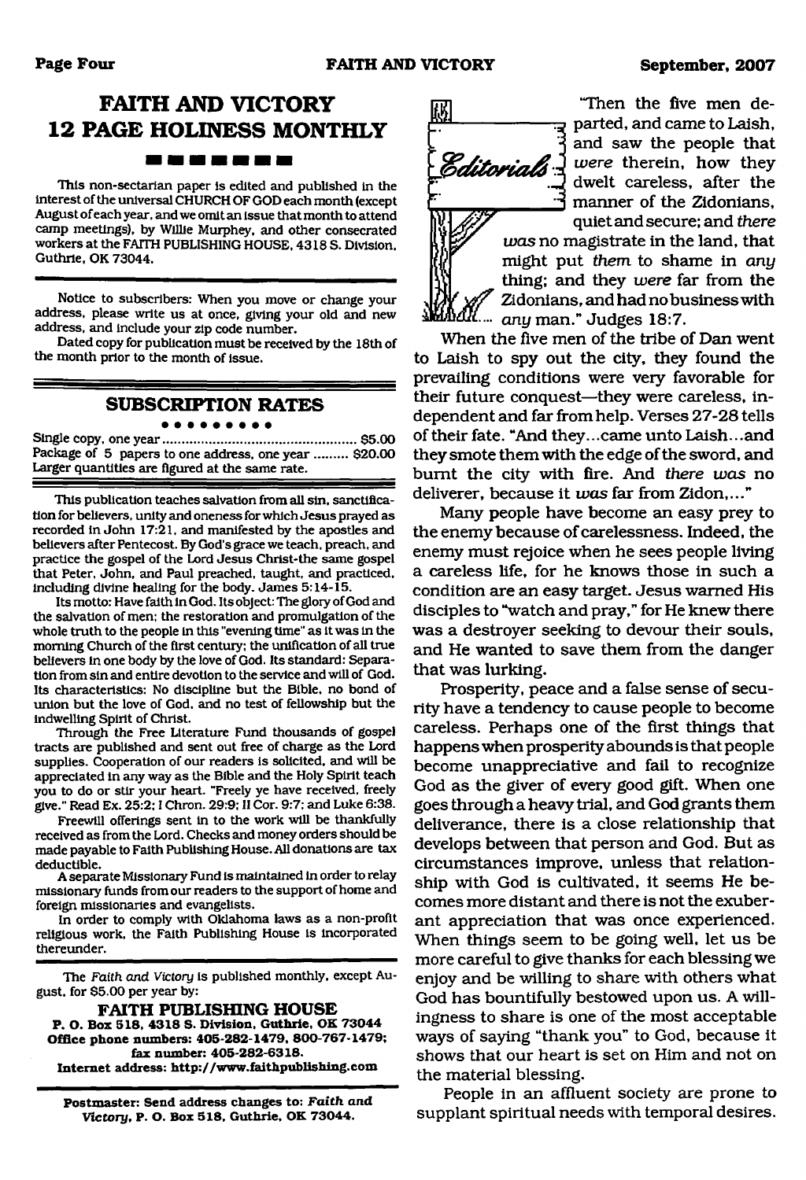# FAITH AND VICTORY 12 PAGE HOLINESS MONTHLY

This non-sectarian paper is edited and published in the interest of the universal CHURCH OF GOD each month (except August of each year, and we omit an issue that month to attend camp meetings), by Willie Murphey, and other consecrated workers at the FAITH PUBLISHING HOUSE, 4318 S. Division, Guthrie, OK 73044.

Notice to subscribers: When you move or change your address, please write us at once, giving your old and new address, and include your zip code number.

Dated copy for publication must be received by the 18th of the month prior to the month of issue.

## SUBSCRIPTION RATES

Single copy, one year .......................................... $5.00
Package of 5 papers to one address, one year ......... $20.00
Larger quantities are figured at the same rate.

This publication teaches salvation from all sin, sanctification for believers, unity and oneness for which Jesus prayed as recorded in John 17:21, and manifested by the apostles and believers after Pentecost. By God's grace we teach, preach, and practice the gospel of the Lord Jesus Christ-the same gospel that Peter, John, and Paul preached, taught, and practiced, including divine healing for the body. James 5:14-15.

Its motto: Have faith in God. Its object: The glory of God and the salvation of men; the restoration and promulgation of the whole truth to the people in this "evening time" as it was in the morning Church of the first century; the unification of all true believers in one body by the love of God. Its standard: Separation from sin and entire devotion to the service and will of God. Its characteristics: No discipline but the Bible, no bond of union but the love of God, and no test of fellowship but the indwelling Spirit of Christ.

Through the Free Literature Fund thousands of gospel tracts are published and sent out free of charge as the Lord supplies. Cooperation of our readers is solicited, and will be appreciated in any way as the Bible and the Holy Spirit teach you to do or stir your heart. "Freely ye have received, freely give." Read Ex. 25:2; I Chron. 29:9; II Cor. 9:7; and Luke 6:38.

Freewill offerings sent in to the work will be thankfully received as from the Lord. Checks and money orders should be made payable to Faith Publishing House. All donations are tax deductible.

A separate Missionary Fund is maintained in order to relay missionary funds from our readers to the support of home and foreign missionaries and evangelists.

In order to comply with Oklahoma laws as a non-profit religious work, the Faith Publishing House is incorporated thereunder.

The *Faith and Victory* is published monthly, except August, for $5.00 per year by:

**FAITH PUBLISHING HOUSE**
**P. O. Box 518, 4318 S. Division, Guthrie, OK 73044**
**Office phone numbers: 405-282-1479, 800-767-1479; fax number: 405-282-6318.**
**Internet address: http://www.faithpublishing.com**

**Postmaster: Send address changes to: *Faith and Victory*, P. O. Box 518, Guthrie, OK 73044.**

## Editorials

"Then the five men departed, and came to Laish, and saw the people that *were* therein, how they dwelt careless, after the manner of the Zidonians, quiet and secure; and *there was* no magistrate in the land, that might put *them* to shame in *any* thing; and they *were* far from the Zidonians, and had no business with *any* man." Judges 18:7.

When the five men of the tribe of Dan went to Laish to spy out the city, they found the prevailing conditions were very favorable for their future conquest—they were careless, independent and far from help. Verses 27-28 tells of their fate. "And they...came unto Laish...and they smote them with the edge of the sword, and burnt the city with fire. And *there was* no deliverer, because it *was* far from Zidon,..."

Many people have become an easy prey to the enemy because of carelessness. Indeed, the enemy must rejoice when he sees people living a careless life, for he knows those in such a condition are an easy target. Jesus warned His disciples to "watch and pray," for He knew there was a destroyer seeking to devour their souls, and He wanted to save them from the danger that was lurking.

Prosperity, peace and a false sense of security have a tendency to cause people to become careless. Perhaps one of the first things that happens when prosperity abounds is that people become unappreciative and fail to recognize God as the giver of every good gift. When one goes through a heavy trial, and God grants them deliverance, there is a close relationship that develops between that person and God. But as circumstances improve, unless that relationship with God is cultivated, it seems He becomes more distant and there is not the exuberant appreciation that was once experienced. When things seem to be going well, let us be more careful to give thanks for each blessing we enjoy and be willing to share with others what God has bountifully bestowed upon us. A willingness to share is one of the most acceptable ways of saying "thank you" to God, because it shows that our heart is set on Him and not on the material blessing.

People in an affluent society are prone to supplant spiritual needs with temporal desires.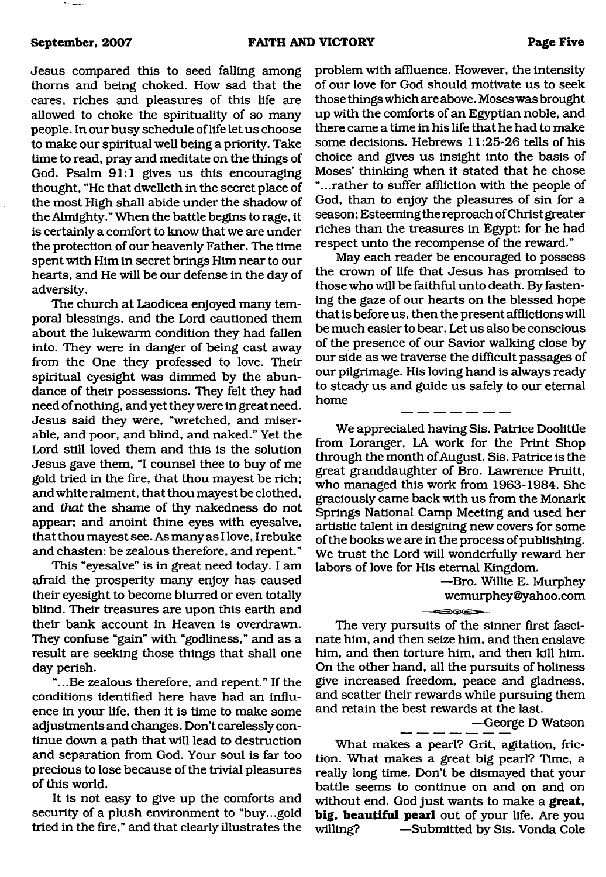Jesus compared this to seed falling among thorns and being choked. How sad that the cares, riches and pleasures of this life are allowed to choke the spirituality of so many people. In our busy schedule of life let us choose to make our spiritual well being a priority. Take time to read, pray and meditate on the things of God. Psalm 91:1 gives us this encouraging thought, "He that dwelleth in the secret place of the most High shall abide under the shadow of the Almighty." When the battle begins to rage, it is certainly a comfort to know that we are under the protection of our heavenly Father. The time spent with Him in secret brings Him near to our hearts, and He will be our defense in the day of adversity.

The church at Laodicea enjoyed many temporal blessings, and the Lord cautioned them about the lukewarm condition they had fallen into. They were in danger of being cast away from the One they professed to love. Their spiritual eyesight was dimmed by the abundance of their possessions. They felt they had need of nothing, and yet they were in great need. Jesus said they were, "wretched, and miserable, and poor, and blind, and naked." Yet the Lord still loved them and this is the solution Jesus gave them, "I counsel thee to buy of me gold tried in the fire, that thou mayest be rich; and white raiment, that thou mayest be clothed, and *that* the shame of thy nakedness do not appear; and anoint thine eyes with eyesalve, that thou mayest see. As many as I love, I rebuke and chasten: be zealous therefore, and repent."

This "eyesalve" is in great need today. I am afraid the prosperity many enjoy has caused their eyesight to become blurred or even totally blind. Their treasures are upon this earth and their bank account in Heaven is overdrawn. They confuse "gain" with "godliness," and as a result are seeking those things that shall one day perish.

"...Be zealous therefore, and repent." If the conditions identified here have had an influence in your life, then it is time to make some adjustments and changes. Don't carelessly continue down a path that will lead to destruction and separation from God. Your soul is far too precious to lose because of the trivial pleasures of this world.

It is not easy to give up the comforts and security of a plush environment to "buy...gold tried in the fire," and that clearly illustrates the problem with affluence. However, the intensity of our love for God should motivate us to seek those things which are above. Moses was brought up with the comforts of an Egyptian noble, and there came a time in his life that he had to make some decisions. Hebrews 11:25-26 tells of his choice and gives us insight into the basis of Moses' thinking when it stated that he chose "...rather to suffer affliction with the people of God, than to enjoy the pleasures of sin for a season; Esteeming the reproach of Christ greater riches than the treasures in Egypt: for he had respect unto the recompense of the reward."

May each reader be encouraged to possess the crown of life that Jesus has promised to those who will be faithful unto death. By fastening the gaze of our hearts on the blessed hope that is before us, then the present afflictions will be much easier to bear. Let us also be conscious of the presence of our Savior walking close by our side as we traverse the difficult passages of our pilgrimage. His loving hand is always ready to steady us and guide us safely to our eternal home

---

We appreciated having Sis. Patrice Doolittle from Loranger, LA work for the Print Shop through the month of August. Sis. Patrice is the great granddaughter of Bro. Lawrence Pruitt, who managed this work from 1963-1984. She graciously came back with us from the Monark Springs National Camp Meeting and used her artistic talent in designing new covers for some of the books we are in the process of publishing. We trust the Lord will wonderfully reward her labors of love for His eternal Kingdom.

—Bro. Willie E. Murphey
wemurphey@yahoo.com

---

The very pursuits of the sinner first fascinate him, and then seize him, and then enslave him, and then torture him, and then kill him. On the other hand, all the pursuits of holiness give increased freedom, peace and gladness, and scatter their rewards while pursuing them and retain the best rewards at the last.

—George D Watson

---

What makes a pearl? Grit, agitation, friction. What makes a great big pearl? Time, a really long time. Don't be dismayed that your battle seems to continue on and on and on without end. God just wants to make a **great, big, beautiful pearl** out of your life. Are you willing? —Submitted by Sis. Vonda Cole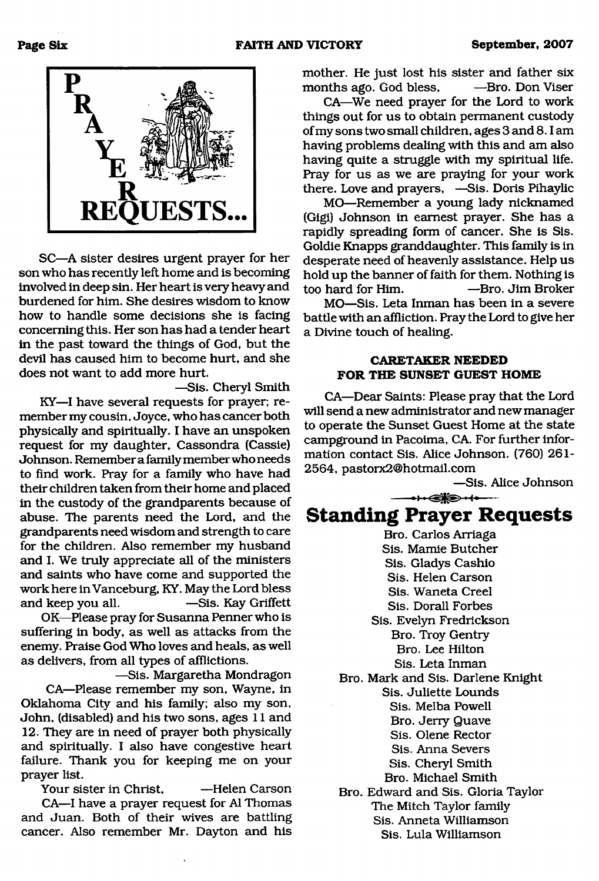# PRAYER REQUESTS...

SC—A sister desires urgent prayer for her son who has recently left home and is becoming involved in deep sin. Her heart is very heavy and burdened for him. She desires wisdom to know how to handle some decisions she is facing concerning this. Her son has had a tender heart in the past toward the things of God, but the devil has caused him to become hurt, and she does not want to add more hurt.

—Sis. Cheryl Smith

KY—I have several requests for prayer; remember my cousin, Joyce, who has cancer both physically and spiritually. I have an unspoken request for my daughter, Cassondra (Cassie) Johnson. Remember a family member who needs to find work. Pray for a family who have had their children taken from their home and placed in the custody of the grandparents because of abuse. The parents need the Lord, and the grandparents need wisdom and strength to care for the children. Also remember my husband and I. We truly appreciate all of the ministers and saints who have come and supported the work here in Vanceburg, KY. May the Lord bless and keep you all. —Sis. Kay Griffett

OK—Please pray for Susanna Penner who is suffering in body, as well as attacks from the enemy. Praise God Who loves and heals, as well as delivers, from all types of afflictions.

—Sis. Margaretha Mondragon

CA—Please remember my son, Wayne, in Oklahoma City and his family; also my son, John, (disabled) and his two sons, ages 11 and 12. They are in need of prayer both physically and spiritually. I also have congestive heart failure. Thank you for keeping me on your prayer list.

Your sister in Christ, —Helen Carson

CA—I have a prayer request for Al Thomas and Juan. Both of their wives are battling cancer. Also remember Mr. Dayton and his mother. He just lost his sister and father six months ago. God bless, —Bro. Don Viser

CA—We need prayer for the Lord to work things out for us to obtain permanent custody of my sons two small children, ages 3 and 8. I am having problems dealing with this and am also having quite a struggle with my spiritual life. Pray for us as we are praying for your work there. Love and prayers, —Sis. Doris Pihaylic

MO—Remember a young lady nicknamed (Gigi) Johnson in earnest prayer. She has a rapidly spreading form of cancer. She is Sis. Goldie Knapps granddaughter. This family is in desperate need of heavenly assistance. Help us hold up the banner of faith for them. Nothing is too hard for Him. —Bro. Jim Broker

MO—Sis. Leta Inman has been in a severe battle with an affliction. Pray the Lord to give her a Divine touch of healing.

### CARETAKER NEEDED FOR THE SUNSET GUEST HOME

CA—Dear Saints: Please pray that the Lord will send a new administrator and new manager to operate the Sunset Guest Home at the state campground in Pacoima, CA. For further information contact Sis. Alice Johnson. (760) 261-2564, pastorx2@hotmail.com

—Sis. Alice Johnson

## Standing Prayer Requests

Bro. Carlos Arriaga
Sis. Mamie Butcher
Sis. Gladys Cashio
Sis. Helen Carson
Sis. Waneta Creel
Sis. Dorall Forbes
Sis. Evelyn Fredrickson
Bro. Troy Gentry
Bro. Lee Hilton
Sis. Leta Inman
Bro. Mark and Sis. Darlene Knight
Sis. Juliette Lounds
Sis. Melba Powell
Bro. Jerry Quave
Sis. Olene Rector
Sis. Anna Severs
Sis. Cheryl Smith
Bro. Michael Smith
Bro. Edward and Sis. Gloria Taylor
The Mitch Taylor family
Sis. Anneta Williamson
Sis. Lula Williamson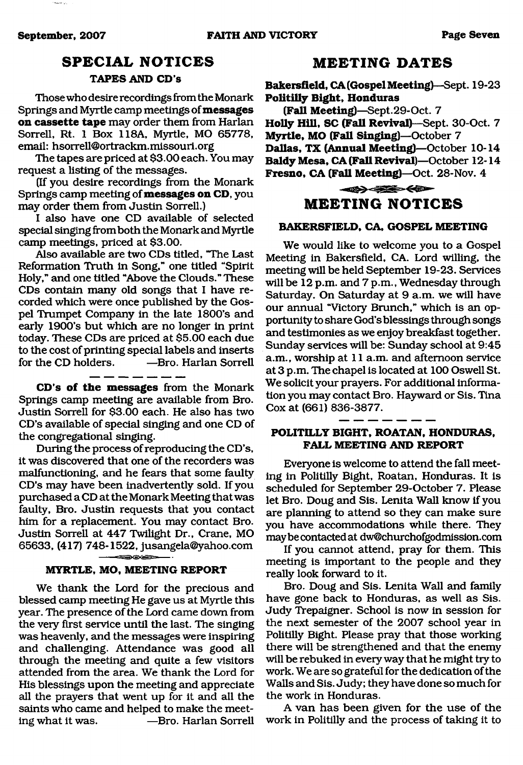## SPECIAL NOTICES

### TAPES AND CD's

Those who desire recordings from the Monark Springs and Myrtle camp meetings of **messages on cassette tape** may order them from Harlan Sorrell, Rt. 1 Box 118A, Myrtle, MO 65778, email: hsorrell@ortrackm.missouri.org

The tapes are priced at $3.00 each. You may request a listing of the messages.

(If you desire recordings from the Monark Springs camp meeting of **messages on CD**, you may order them from Justin Sorrell.)

I also have one CD available of selected special singing from both the Monark and Myrtle camp meetings, priced at $3.00.

Also available are two CDs titled, "The Last Reformation Truth in Song," one titled "Spirit Holy," and one titled "Above the Clouds." These CDs contain many old songs that I have recorded which were once published by the Gospel Trumpet Company in the late 1800's and early 1900's but which are no longer in print today. These CDs are priced at $5.00 each due to the cost of printing special labels and inserts for the CD holders. —Bro. Harlan Sorrell

---

**CD's of the messages** from the Monark Springs camp meeting are available from Bro. Justin Sorrell for $3.00 each. He also has two CD's available of special singing and one CD of the congregational singing.

During the process of reproducing the CD's, it was discovered that one of the recorders was malfunctioning, and he fears that some faulty CD's may have been inadvertently sold. If you purchased a CD at the Monark Meeting that was faulty, Bro. Justin requests that you contact him for a replacement. You may contact Bro. Justin Sorrell at 447 Twilight Dr., Crane, MO 65633, (417) 748-1522, jusangela@yahoo.com

### MYRTLE, MO, MEETING REPORT

We thank the Lord for the precious and blessed camp meeting He gave us at Myrtle this year. The presence of the Lord came down from the very first service until the last. The singing was heavenly, and the messages were inspiring and challenging. Attendance was good all through the meeting and quite a few visitors attended from the area. We thank the Lord for His blessings upon the meeting and appreciate all the prayers that went up for it and all the saints who came and helped to make the meeting what it was. —Bro. Harlan Sorrell

## MEETING DATES

**Bakersfield, CA (Gospel Meeting)**—Sept. 19-23
**Politilly Bight, Honduras (Fall Meeting)**—Sept.29-Oct. 7
**Holly Hill, SC (Fall Revival)**—Sept. 30-Oct. 7
**Myrtle, MO (Fall Singing)**—October 7
**Dallas, TX (Annual Meeting)**—October 10-14
**Baldy Mesa, CA (Fall Revival)**—October 12-14
**Fresno, CA (Fall Meeting)**—Oct. 28-Nov. 4

## MEETING NOTICES

### BAKERSFIELD, CA, GOSPEL MEETING

We would like to welcome you to a Gospel Meeting in Bakersfield, CA. Lord willing, the meeting will be held September 19-23. Services will be 12 p.m. and 7 p.m., Wednesday through Saturday. On Saturday at 9 a.m. we will have our annual "Victory Brunch," which is an opportunity to share God's blessings through songs and testimonies as we enjoy breakfast together. Sunday services will be: Sunday school at 9:45 a.m., worship at 11 a.m. and afternoon service at 3 p.m. The chapel is located at 100 Oswell St. We solicit your prayers. For additional information you may contact Bro. Hayward or Sis. Tina Cox at (661) 836-3877.

---

### POLITILLY BIGHT, ROATAN, HONDURAS, FALL MEETING AND REPORT

Everyone is welcome to attend the fall meeting in Politilly Bight, Roatan, Honduras. It is scheduled for September 29-October 7. Please let Bro. Doug and Sis. Lenita Wall know if you are planning to attend so they can make sure you have accommodations while there. They may be contacted at dw@churchofgodmission.com

If you cannot attend, pray for them. This meeting is important to the people and they really look forward to it.

Bro. Doug and Sis. Lenita Wall and family have gone back to Honduras, as well as Sis. Judy Trepaigner. School is now in session for the next semester of the 2007 school year in Politilly Bight. Please pray that those working there will be strengthened and that the enemy will be rebuked in every way that he might try to work. We are so grateful for the dedication of the Walls and Sis. Judy; they have done so much for the work in Honduras.

A van has been given for the use of the work in Politilly and the process of taking it to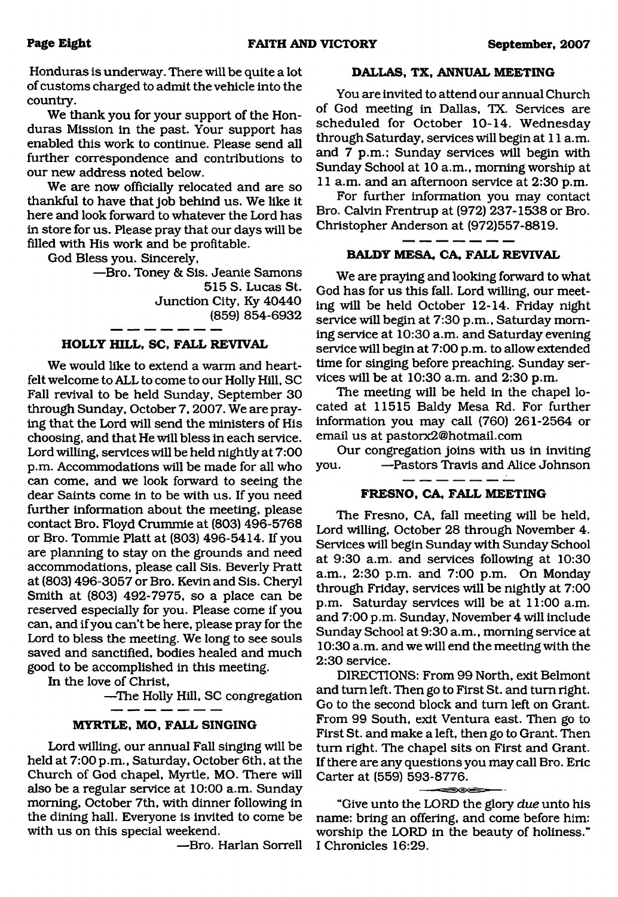Honduras is underway. There will be quite a lot of customs charged to admit the vehicle into the country.

We thank you for your support of the Honduras Mission in the past. Your support has enabled this work to continue. Please send all further correspondence and contributions to our new address noted below.

We are now officially relocated and are so thankful to have that job behind us. We like it here and look forward to whatever the Lord has in store for us. Please pray that our days will be filled with His work and be profitable.

God Bless you. Sincerely,

—Bro. Toney & Sis. Jeanie Samons
515 S. Lucas St.
Junction City, Ky 40440
(859) 854-6932

### HOLLY HILL, SC, FALL REVIVAL

We would like to extend a warm and heartfelt welcome to ALL to come to our Holly Hill, SC Fall revival to be held Sunday, September 30 through Sunday, October 7, 2007. We are praying that the Lord will send the ministers of His choosing, and that He will bless in each service. Lord willing, services will be held nightly at 7:00 p.m. Accommodations will be made for all who can come, and we look forward to seeing the dear Saints come in to be with us. If you need further information about the meeting, please contact Bro. Floyd Crummie at (803) 496-5768 or Bro. Tommie Platt at (803) 496-5414. If you are planning to stay on the grounds and need accommodations, please call Sis. Beverly Pratt at (803) 496-3057 or Bro. Kevin and Sis. Cheryl Smith at (803) 492-7975, so a place can be reserved especially for you. Please come if you can, and if you can't be here, please pray for the Lord to bless the meeting. We long to see souls saved and sanctified, bodies healed and much good to be accomplished in this meeting.

In the love of Christ,

—The Holly Hill, SC congregation

### MYRTLE, MO, FALL SINGING

Lord willing, our annual Fall singing will be held at 7:00 p.m., Saturday, October 6th, at the Church of God chapel, Myrtle, MO. There will also be a regular service at 10:00 a.m. Sunday morning, October 7th, with dinner following in the dining hall. Everyone is invited to come be with us on this special weekend.

—Bro. Harlan Sorrell

### DALLAS, TX, ANNUAL MEETING

You are invited to attend our annual Church of God meeting in Dallas, TX. Services are scheduled for October 10-14. Wednesday through Saturday, services will begin at 11 a.m. and 7 p.m.; Sunday services will begin with Sunday School at 10 a.m., morning worship at 11 a.m. and an afternoon service at 2:30 p.m.

For further information you may contact Bro. Calvin Frentrup at (972) 237-1538 or Bro. Christopher Anderson at (972)557-8819.

### BALDY MESA, CA, FALL REVIVAL

We are praying and looking forward to what God has for us this fall. Lord willing, our meeting will be held October 12-14. Friday night service will begin at 7:30 p.m., Saturday morning service at 10:30 a.m. and Saturday evening service will begin at 7:00 p.m. to allow extended time for singing before preaching. Sunday services will be at 10:30 a.m. and 2:30 p.m.

The meeting will be held in the chapel located at 11515 Baldy Mesa Rd. For further information you may call (760) 261-2564 or email us at pastorx2@hotmail.com

Our congregation joins with us in inviting you. —Pastors Travis and Alice Johnson

### FRESNO, CA, FALL MEETING

The Fresno, CA, fall meeting will be held, Lord willing, October 28 through November 4. Services will begin Sunday with Sunday School at 9:30 a.m. and services following at 10:30 a.m., 2:30 p.m. and 7:00 p.m. On Monday through Friday, services will be nightly at 7:00 p.m. Saturday services will be at 11:00 a.m. and 7:00 p.m. Sunday, November 4 will include Sunday School at 9:30 a.m., morning service at 10:30 a.m. and we will end the meeting with the 2:30 service.

DIRECTIONS: From 99 North, exit Belmont and turn left. Then go to First St. and turn right. Go to the second block and turn left on Grant. From 99 South, exit Ventura east. Then go to First St. and make a left, then go to Grant. Then turn right. The chapel sits on First and Grant. If there are any questions you may call Bro. Eric Carter at (559) 593-8776.

"Give unto the LORD the glory *due* unto his name: bring an offering, and come before him: worship the LORD in the beauty of holiness." I Chronicles 16:29.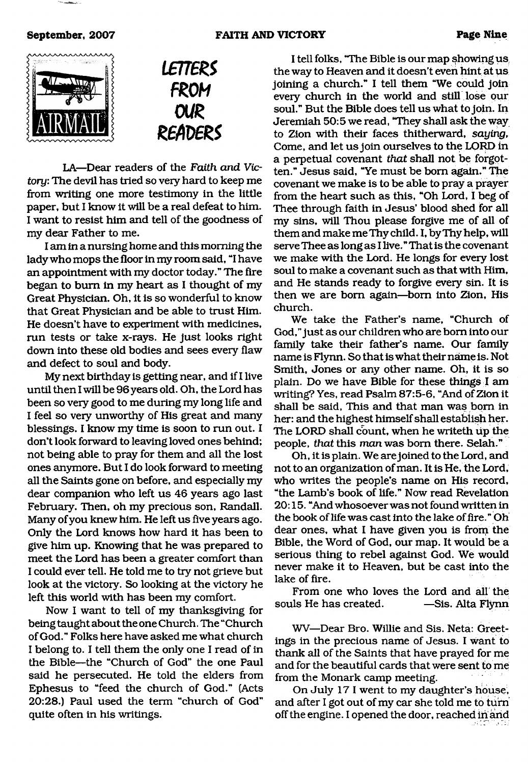# LETTERS FROM OUR READERS

LA—Dear readers of the *Faith and Victory*: The devil has tried so very hard to keep me from writing one more testimony in the little paper, but I know it will be a real defeat to him. I want to resist him and tell of the goodness of my dear Father to me.

I am in a nursing home and this morning the lady who mops the floor in my room said, "I have an appointment with my doctor today." The fire began to burn in my heart as I thought of my Great Physician. Oh, it is so wonderful to know that Great Physician and be able to trust Him. He doesn't have to experiment with medicines, run tests or take x-rays. He just looks right down into these old bodies and sees every flaw and defect to soul and body.

My next birthday is getting near, and if I live until then I will be 96 years old. Oh, the Lord has been so very good to me during my long life and I feel so very unworthy of His great and many blessings. I know my time is soon to run out. I don't look forward to leaving loved ones behind; not being able to pray for them and all the lost ones anymore. But I do look forward to meeting all the Saints gone on before, and especially my dear companion who left us 46 years ago last February. Then, oh my precious son, Randall. Many of you knew him. He left us five years ago. Only the Lord knows how hard it has been to give him up. Knowing that he was prepared to meet the Lord has been a greater comfort than I could ever tell. He told me to try not grieve but look at the victory. So looking at the victory he left this world with has been my comfort.

Now I want to tell of my thanksgiving for being taught about the one Church. The "Church of God." Folks here have asked me what church I belong to. I tell them the only one I read of in the Bible—the "Church of God" the one Paul said he persecuted. He told the elders from Ephesus to "feed the church of God." (Acts 20:28.) Paul used the term "church of God" quite often in his writings.

I tell folks, "The Bible is our map showing us the way to Heaven and it doesn't even hint at us joining a church." I tell them "We could join every church in the world and still lose our soul." But the Bible does tell us what to join. In Jeremiah 50:5 we read, "They shall ask the way to Zion with their faces thitherward, *saying*, Come, and let us join ourselves to the LORD in a perpetual covenant *that* shall not be forgotten." Jesus said, "Ye must be born again." The covenant we make is to be able to pray a prayer from the heart such as this, "Oh Lord, I beg of Thee through faith in Jesus' blood shed for all my sins, will Thou please forgive me of all of them and make me Thy child. I, by Thy help, will serve Thee as long as I live." That is the covenant we make with the Lord. He longs for every lost soul to make a covenant such as that with Him, and He stands ready to forgive every sin. It is then we are born again—born into Zion, His church.

We take the Father's name, "Church of God," just as our children who are born into our family take their father's name. Our family name is Flynn. So that is what their name is. Not Smith, Jones or any other name. Oh, it is so plain. Do we have Bible for these things I am writing? Yes, read Psalm 87:5-6, "And of Zion it shall be said, This and that man was born in her: and the highest himself shall establish her. The LORD shall count, when he writeth up the people, *that* this *man* was born there. Selah."

Oh, it is plain. We are joined to the Lord, and not to an organization of man. It is He, the Lord, who writes the people's name on His record, "the Lamb's book of life." Now read Revelation 20:15. "And whosoever was not found written in the book of life was cast into the lake of fire." Oh dear ones, what I have given you is from the Bible, the Word of God, our map. It would be a serious thing to rebel against God. We would never make it to Heaven, but be cast into the lake of fire.

From one who loves the Lord and all the souls He has created. —Sis. Alta Flynn

WV—Dear Bro. Willie and Sis. Neta: Greetings in the precious name of Jesus. I want to thank all of the Saints that have prayed for me and for the beautiful cards that were sent to me from the Monark camp meeting.

On July 17 I went to my daughter's house, and after I got out of my car she told me to turn off the engine. I opened the door, reached in and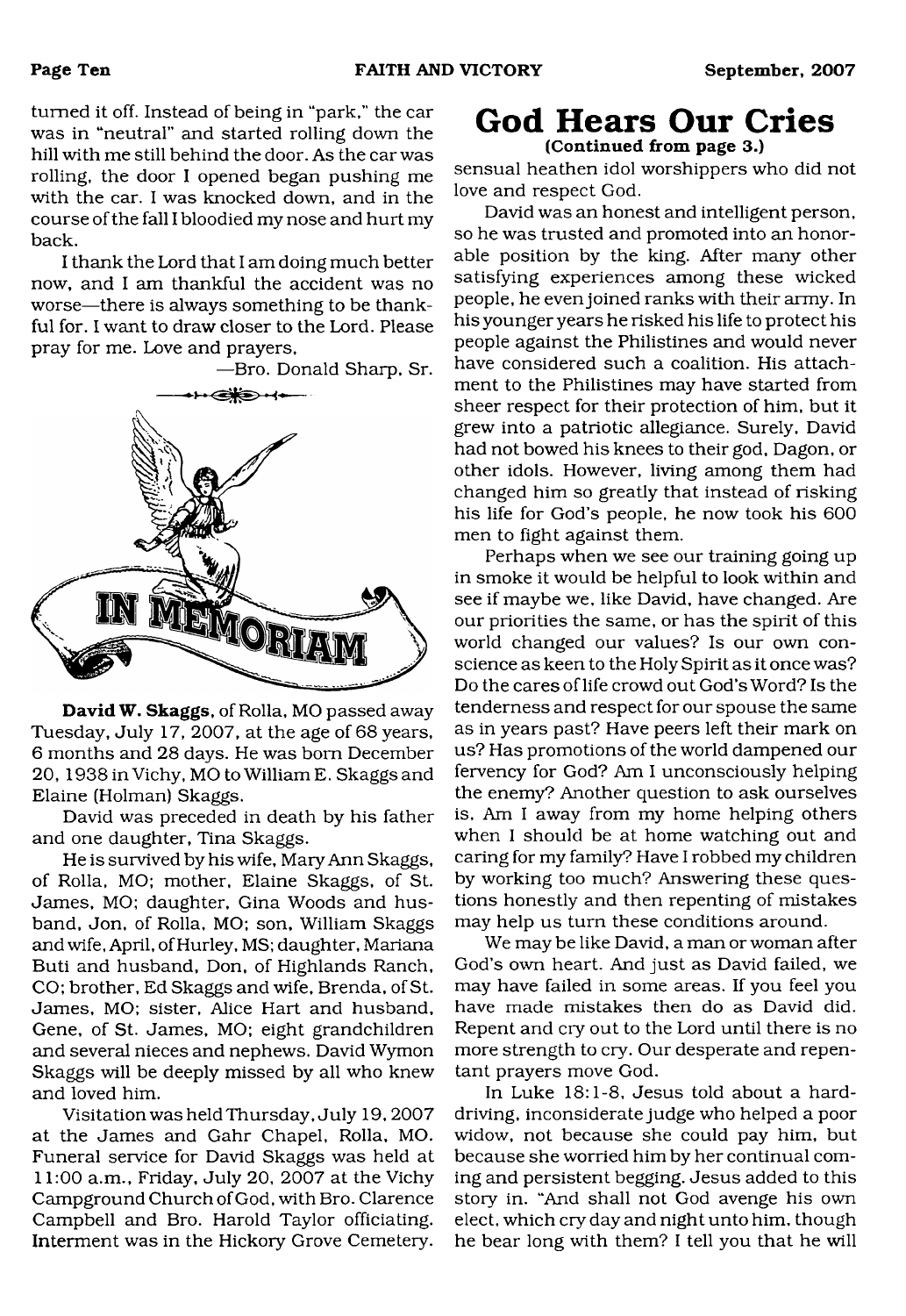turned it off. Instead of being in "park," the car was in "neutral" and started rolling down the hill with me still behind the door. As the car was rolling, the door I opened began pushing me with the car. I was knocked down, and in the course of the fall I bloodied my nose and hurt my back.

I thank the Lord that I am doing much better now, and I am thankful the accident was no worse—there is always something to be thankful for. I want to draw closer to the Lord. Please pray for me. Love and prayers,

—Bro. Donald Sharp, Sr.

## IN MEMORIAM

**David W. Skaggs**, of Rolla, MO passed away Tuesday, July 17, 2007, at the age of 68 years, 6 months and 28 days. He was born December 20, 1938 in Vichy, MO to William E. Skaggs and Elaine (Holman) Skaggs.

David was preceded in death by his father and one daughter, Tina Skaggs.

He is survived by his wife, Mary Ann Skaggs, of Rolla, MO; mother, Elaine Skaggs, of St. James, MO; daughter, Gina Woods and husband, Jon, of Rolla, MO; son, William Skaggs and wife, April, of Hurley, MS; daughter, Mariana Buti and husband, Don, of Highlands Ranch, CO; brother, Ed Skaggs and wife, Brenda, of St. James, MO; sister, Alice Hart and husband, Gene, of St. James, MO; eight grandchildren and several nieces and nephews. David Wymon Skaggs will be deeply missed by all who knew and loved him.

Visitation was held Thursday, July 19, 2007 at the James and Gahr Chapel, Rolla, MO. Funeral service for David Skaggs was held at 11:00 a.m., Friday, July 20, 2007 at the Vichy Campground Church of God, with Bro. Clarence Campbell and Bro. Harold Taylor officiating. Interment was in the Hickory Grove Cemetery.

# God Hears Our Cries

**(Continued from page 3.)**

sensual heathen idol worshippers who did not love and respect God.

David was an honest and intelligent person, so he was trusted and promoted into an honorable position by the king. After many other satisfying experiences among these wicked people, he even joined ranks with their army. In his younger years he risked his life to protect his people against the Philistines and would never have considered such a coalition. His attachment to the Philistines may have started from sheer respect for their protection of him, but it grew into a patriotic allegiance. Surely, David had not bowed his knees to their god, Dagon, or other idols. However, living among them had changed him so greatly that instead of risking his life for God's people, he now took his 600 men to fight against them.

Perhaps when we see our training going up in smoke it would be helpful to look within and see if maybe we, like David, have changed. Are our priorities the same, or has the spirit of this world changed our values? Is our own conscience as keen to the Holy Spirit as it once was? Do the cares of life crowd out God's Word? Is the tenderness and respect for our spouse the same as in years past? Have peers left their mark on us? Has promotions of the world dampened our fervency for God? Am I unconsciously helping the enemy? Another question to ask ourselves is, Am I away from my home helping others when I should be at home watching out and caring for my family? Have I robbed my children by working too much? Answering these questions honestly and then repenting of mistakes may help us turn these conditions around.

We may be like David, a man or woman after God's own heart. And just as David failed, we may have failed in some areas. If you feel you have made mistakes then do as David did. Repent and cry out to the Lord until there is no more strength to cry. Our desperate and repentant prayers move God.

In Luke 18:1-8, Jesus told about a hard-driving, inconsiderate judge who helped a poor widow, not because she could pay him, but because she worried him by her continual coming and persistent begging. Jesus added to this story in. "And shall not God avenge his own elect, which cry day and night unto him, though he bear long with them? I tell you that he will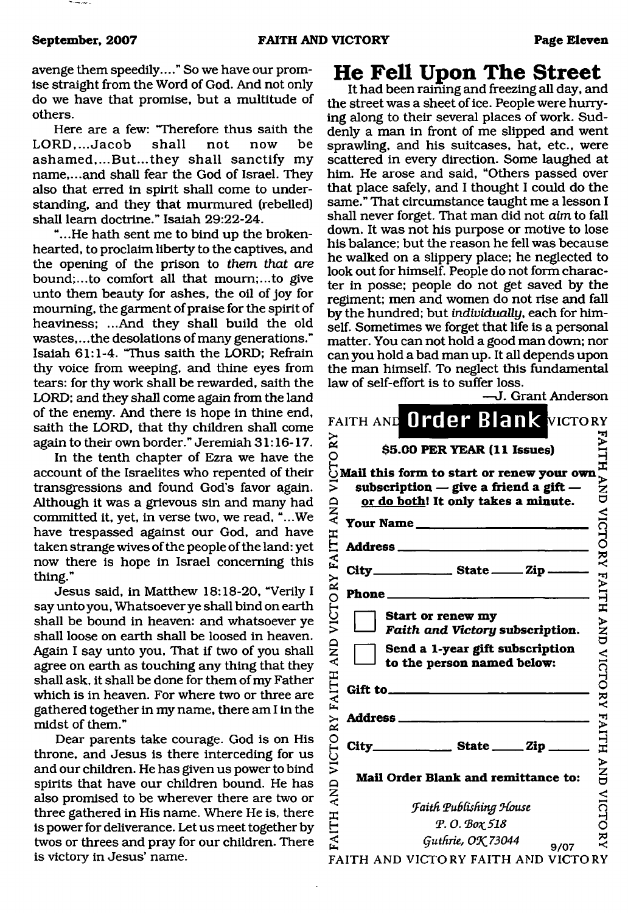avenge them speedily...." So we have our promise straight from the Word of God. And not only do we have that promise, but a multitude of others.

Here are a few: "Therefore thus saith the LORD,...Jacob shall not now be ashamed,...But...they shall sanctify my name,...and shall fear the God of Israel. They also that erred in spirit shall come to understanding, and they that murmured (rebelled) shall learn doctrine." Isaiah 29:22-24.

"...He hath sent me to bind up the brokenhearted, to proclaim liberty to the captives, and the opening of the prison to *them that are* bound;...to comfort all that mourn;...to give unto them beauty for ashes, the oil of joy for mourning, the garment of praise for the spirit of heaviness; ...And they shall build the old wastes,...the desolations of many generations." Isaiah 61:1-4. "Thus saith the LORD; Refrain thy voice from weeping, and thine eyes from tears: for thy work shall be rewarded, saith the LORD; and they shall come again from the land of the enemy. And there is hope in thine end, saith the LORD, that thy children shall come again to their own border." Jeremiah 31:16-17.

In the tenth chapter of Ezra we have the account of the Israelites who repented of their transgressions and found God's favor again. Although it was a grievous sin and many had committed it, yet, in verse two, we read, "...We have trespassed against our God, and have taken strange wives of the people of the land: yet now there is hope in Israel concerning this thing."

Jesus said, in Matthew 18:18-20, "Verily I say unto you, Whatsoever ye shall bind on earth shall be bound in heaven: and whatsoever ye shall loose on earth shall be loosed in heaven. Again I say unto you, That if two of you shall agree on earth as touching any thing that they shall ask, it shall be done for them of my Father which is in heaven. For where two or three are gathered together in my name, there am I in the midst of them."

Dear parents take courage. God is on His throne, and Jesus is there interceding for us and our children. He has given us power to bind spirits that have our children bound. He has also promised to be wherever there are two or three gathered in His name. Where He is, there is power for deliverance. Let us meet together by twos or threes and pray for our children. There is victory in Jesus' name.

# He Fell Upon The Street

It had been raining and freezing all day, and the street was a sheet of ice. People were hurrying along to their several places of work. Suddenly a man in front of me slipped and went sprawling, and his suitcases, hat, etc., were scattered in every direction. Some laughed at him. He arose and said, "Others passed over that place safely, and I thought I could do the same." That circumstance taught me a lesson I shall never forget. That man did not *aim* to fall down. It was not his purpose or motive to lose his balance; but the reason he fell was because he walked on a slippery place; he neglected to look out for himself. People do not form character in posse; people do not get saved by the regiment; men and women do not rise and fall by the hundred; but *individually*, each for himself. Sometimes we forget that life is a personal matter. You can not hold a good man down; nor can you hold a bad man up. It all depends upon the man himself. To neglect this fundamental law of self-effort is to suffer loss.

—J. Grant Anderson

## FAITH AND VICTORY Order Blank

**$5.00 PER YEAR (11 Issues)**

**Mail this form to start or renew your own subscription — give a friend a gift — or do both! It only takes a minute.**

**Your Name** ____________________

**Address** ____________________

**City** ________ **State** ____ **Zip** ____

**Phone** ____________________

☐ **Start or renew my *Faith and Victory* subscription.**

☐ **Send a 1-year gift subscription to the person named below:**

**Gift to** ____________________

**Address** ____________________

**City** ________ **State** ____ **Zip** ____

**Mail Order Blank and remittance to:**

*Faith Publishing House*
*P. O. Box 518*
*Guthrie, OK 73044*

9/07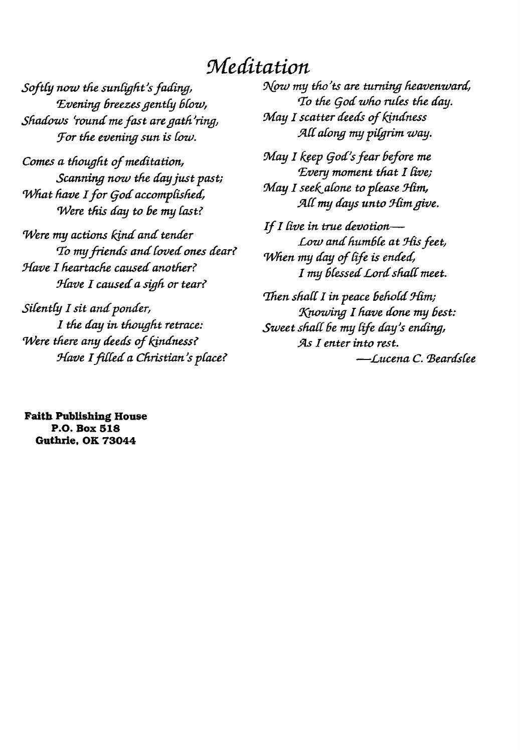# Meditation

*Softly now the sunlight's fading,*
*Evening breezes gently blow,*
*Shadows 'round me fast are gath'ring,*
*For the evening sun is low.*

*Comes a thought of meditation,*
*Scanning now the day just past;*
*What have I for God accomplished,*
*Were this day to be my last?*

*Were my actions kind and tender*
*To my friends and loved ones dear?*
*Have I heartache caused another?*
*Have I caused a sigh or tear?*

*Silently I sit and ponder,*
*I the day in thought retrace:*
*Were there any deeds of kindness?*
*Have I filled a Christian's place?*

*Now my tho'ts are turning heavenward,*
*To the God who rules the day.*
*May I scatter deeds of kindness*
*All along my pilgrim way.*

*May I keep God's fear before me*
*Every moment that I live;*
*May I seek alone to please Him,*
*All my days unto Him give.*

*If I live in true devotion—*
*Low and humble at His feet,*
*When my day of life is ended,*
*I my blessed Lord shall meet.*

*Then shall I in peace behold Him;*
*Knowing I have done my best:*
*Sweet shall be my life day's ending,*
*As I enter into rest.*

*—Lucena C. Beardslee*

**Faith Publishing House**
**P.O. Box 518**
**Guthrie, OK 73044**